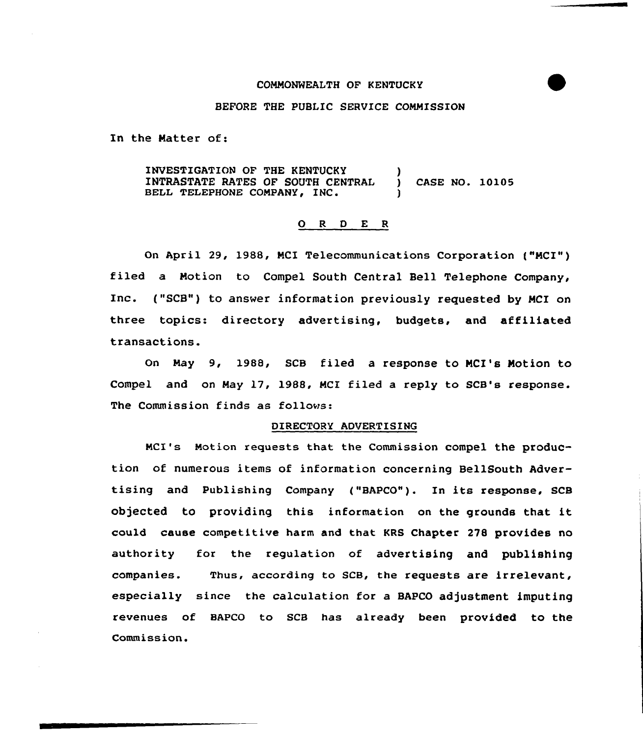COMMONWEALTH OF KENTUCKY

BEFORE THE PUBLIC SERVICE COMMISSION

In the Matter of:

INVESTIGATION OF THE KENTUCKY INTRASTATE RATES OF SOUTH CENTRAL BELL TELEPHONE COMPANY, INC. ) CASE NO. 10105

## O R D E R

On April 29, 1988, MCI Telecommunications Corporation ("MCI") filed a Motion to Compel South Central Bell Telephone Company, Inc. ("SCB") to answer information previously requested by MCI on three topics: directory advertising, budgets, and affiliated transactions.

On May 9, 1988, SCB filed a response to MCI's Motion to Compel and on May 17, 1988, MCI filed a reply to SCB's response. The Commission finds as follows:

### DIRECTORY ADVERTISING

MCI's Motion requests that the Commission compel the production of numerous items of information concerning BellSouth Advertising and Publishing Company ("BAPCO"). In its response, SCB objected to providing this information on the grounds that it could cause competitive harm and that KRS Chapter 278 provides no authority for the regulation of advertising and publishing companies. Thus, according to SCB, the requests are irrelevant, especially since the calculation for a BAPCO adjustment imputing revenues of BAPCO to SCB has already been provided to the Commission.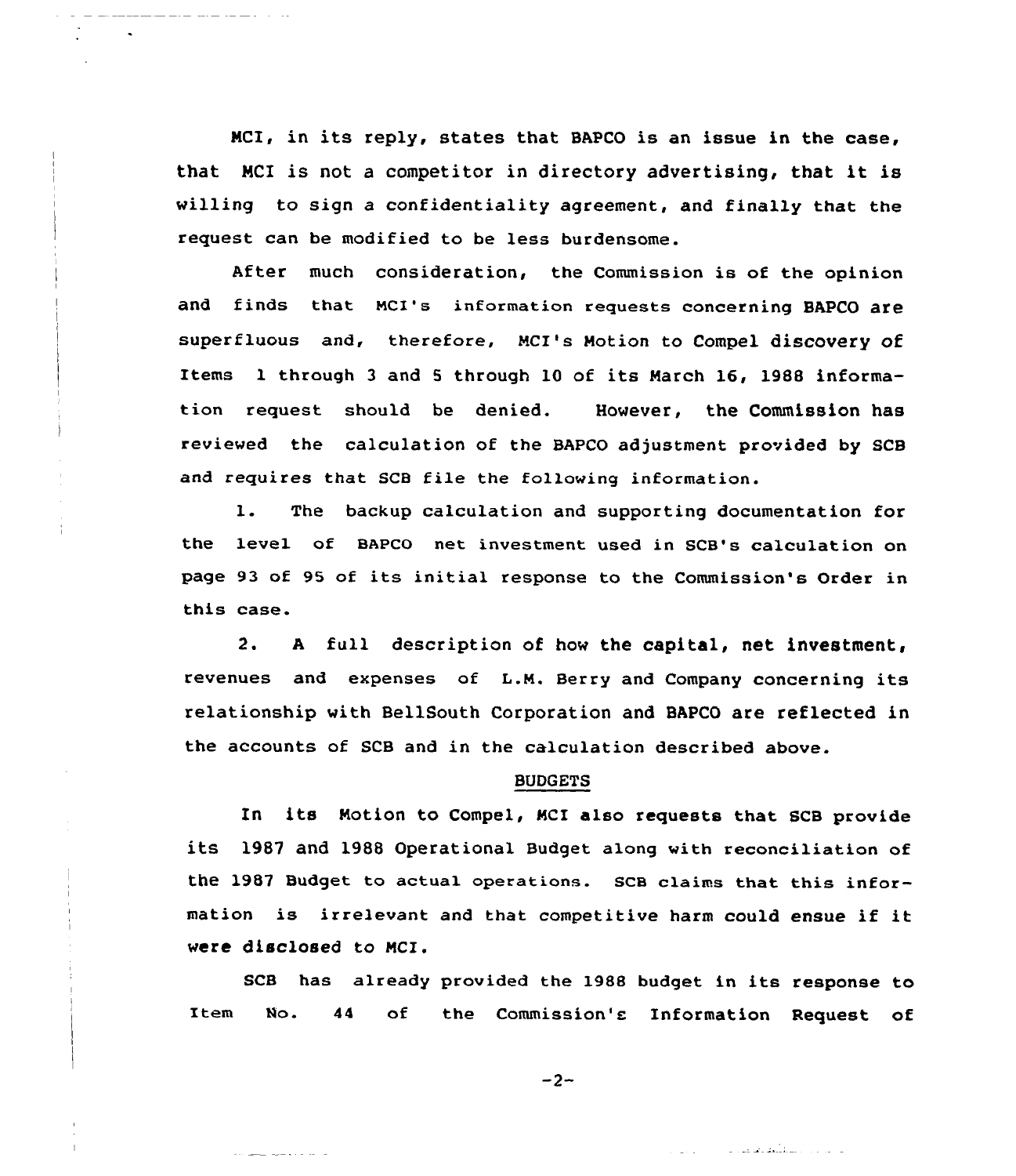MCI, in its reply, states that BAPCO is an issue in the case, that MCI is not a competitor in directory advertising, that it is willing to sign a confidentiality agreement, and finally that the request can be modified to be less burdensome.

After much consideration, the Commission is of the opinion and finds that MCI's information requests concerning BAPCO are superfluous and, therefore, MCI's Motion to Compel discovery of Items 1 through 3 and 5 through 10 of its March 16, 1988 information request should be denied. However, the Commission has reviewed the calculation of the BAPCO adjustment provided by SCB and requires that SCB file the following information.

1. The backup calculation and supporting documentation for the level of BAPCO net investment used in SCB's calculation on page 93 of 95 of its initial response to the Commission's Order in this case.

2. A full description of how the capital, net investment, revenues and expenses of L.M. Berry and Company concerning its relationship with BellSouth Corporation and BAPCO are reflected in the accounts of SCB and in the calculation described above.

## BUDGETS

In its Motion to Compel, MCI also requests that SCB provide its 1987 and 1988 Operational Budget along with reconciliation of the 1987 Budget to actual operations. SCB claims that this information is irrelevant and that competitive harm could ensue if it were disclosed to MCI.

SCB has already provided the 1988 budget in its response to Item No. 44 of the Commission's Information Request of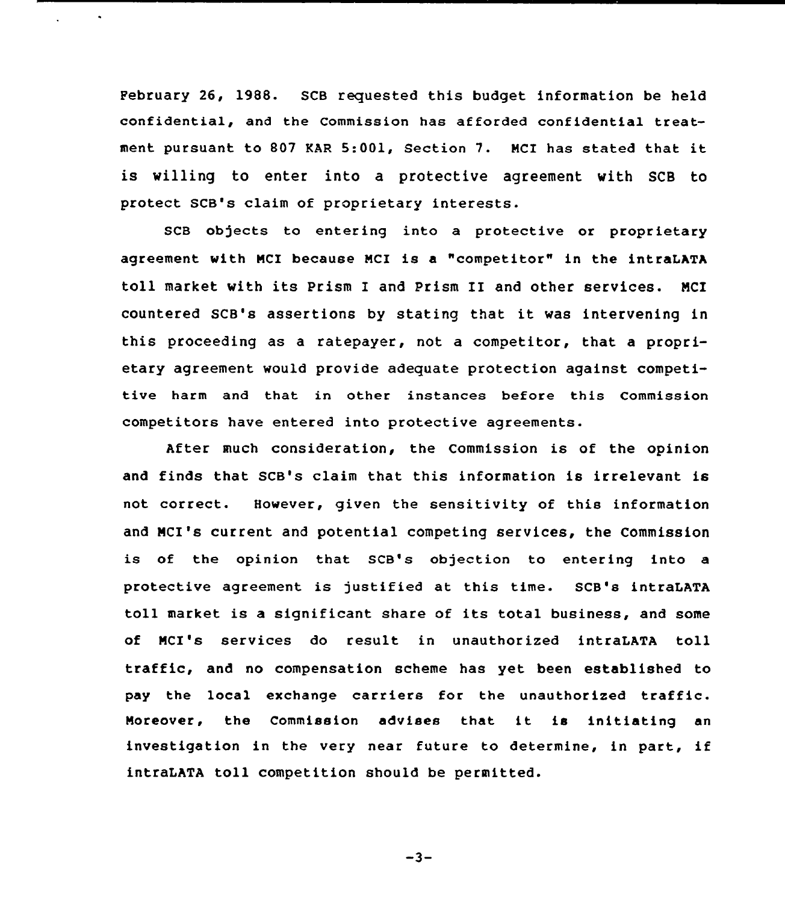February 26, 1988. SCB requested this budget information be held confidential, and the Commission has afforded confidential treatment pursuant to 807 KAR 5:001, Section 7. MCI has stated that it is willing to enter into a protective agreement with SCB to protect SCB's claim of proprietary interests.

SCB objects to entering into a protective or proprietary agreement with MCI because MCI is a "competitor" in the intraLATA toll market with its Prism I and Prism II and other services. MCI countered SCB's assertions by stating that it was intervening in this proceeding as a ratepayer, not a competitor, that a proprietary agreement would provide adequate protection against competitive harm and that in other instances before this Commission competitors have entered into protective agreements.

After much consideration, the Commission is of the opinion and finds that SCB's claim that this information is irrelevant is not correct. However, given the sensitivity of this information and MCI's current and potential competing services, the Commission is of the opinion that SCB's objection to entering into a protective agreement is justified at this time. SCB's intraLATA toll market is a significant share of its total business, and some of MCI's services do result in unauthorized intraLATA toll traffic, and no compensation scheme has yet been established to pay the local exchange carriers for the unauthorized traffic. Moreover, the Commission advises that it is initiating an investigation in the very near future to determine, in part, if intraLATA toll competition should be permitted.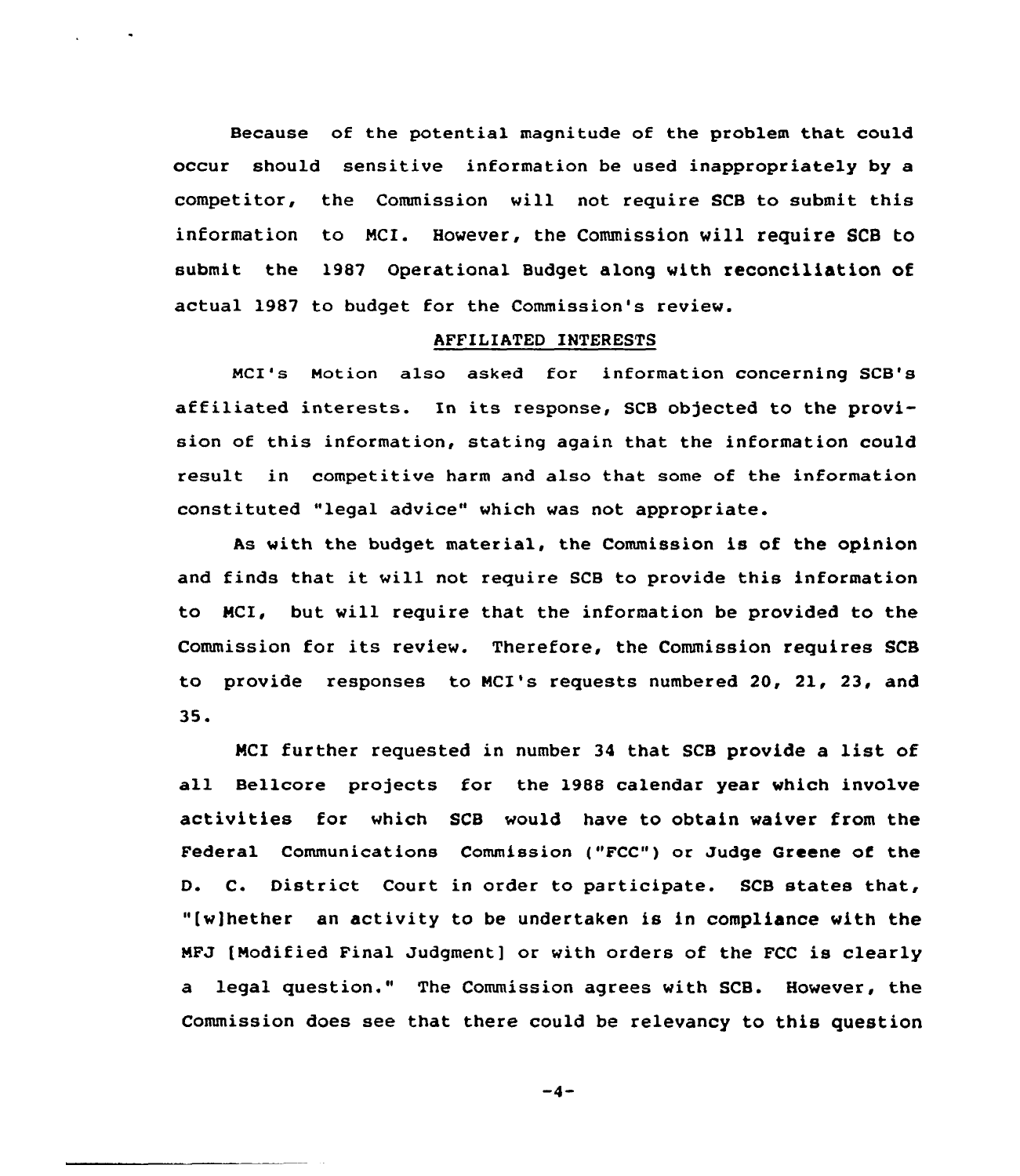Because of the potential magnitude of the problem that could occur should sensitive information be used inappropriately by a competitor, the Commission will not require SCB to submit this information to MCI. However, the Commission will require SCB to submit the 1987 Operational Budget along with reconciliation of actual 1987 to budget for the Commission's review.

## AFFILIATED INTERESTS

MCI's Motion also asked for information concerning SCB's affiliated interests. In its response, SCB objected to the provision of this information, stating again that the information could result in competitive harm and also that some of the information constituted "legal advice" which was not appropriate.

As with the budget material, the Commission is of the opinion and finds that it will not require SCB to provide this information to MCI, but will require that the information be provided to the Commission for its review. Therefore, the Commission requires SCB to provide responses to MCI's requests numbered 20, 21, 23, and 35.

MCI further requested in number 34 that SCB provide a list of all Bellcore projects for the 1988 calendar year which involve activities for which SCB would have to obtain waiver from the Federal Communications Commission ("FCC") or Judge Greene of the D. C. District Court in order to participate. SCB states that, "[w]hether an activity to be undertaken is in compliance with the MFJ [Modified Final Judgment] or with orders of the FCC is clearly a legal question." The Commission agrees with SCB. However, the Commission does see that there could be relevancy to this question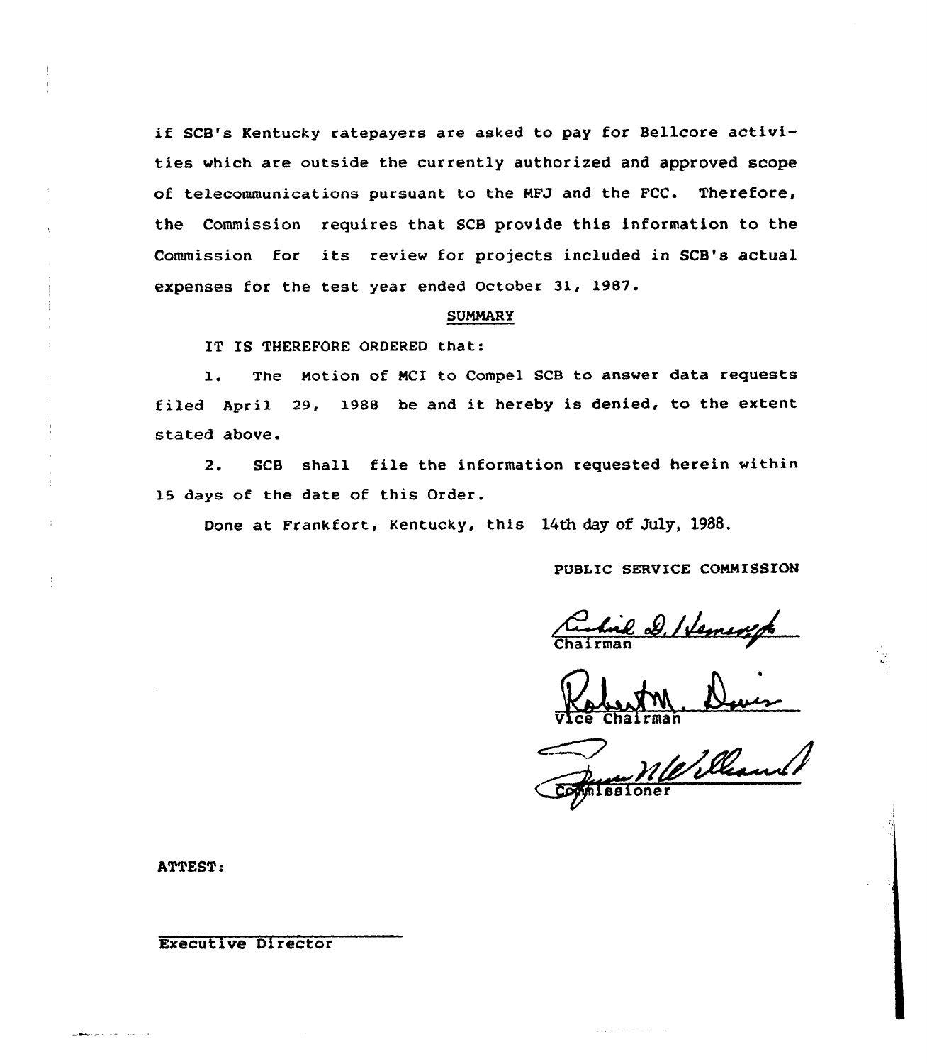if SCB's Kentucky ratepayers are asked to pay for Bellcore activities which are outside the currently authorized and approved scope of telecommunications pursuant to the MFJ and the FCC. Therefore, the Commission requires that SCB provide this information to the Commission for its review for projects included in SCB's actual expenses for the test year ended October 31, 1987.

## SUMMARY

IT IS THEREFORE ORDERED that:

1. The Motion of MCI to Compel SCB to answer data requests filed April 29, 1988 be and it hereby is denied, to the extent stated above.

2. SCB shall file the information requested herein within 15 days of the date of this Order.

Done at Frankfort, Kentucky, this 14th day of July, 1988.

PUBLIC SERVICE COMMISSION

Chairman

Vice Chairman

Commissioner

ATTEST:

Executive Director